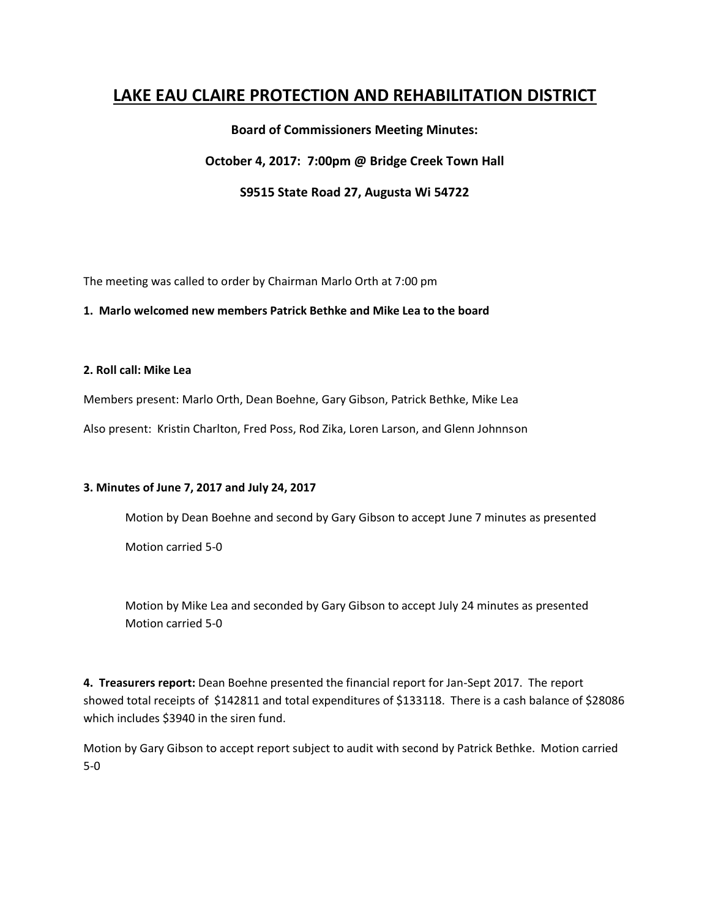# LAKE EAU CLAIRE PROTECTION AND REHABILITATION DISTRICT

**Board of Commissioners Meeting Minutes:**

**October 4, 2017: 7:00pm @ Bridge Creek Town Hall**

**S9515 State Road 27, Augusta Wi 54722**

The meeting was called to order by Chairman Marlo Orth at 7:00 pm

**1. Marlo welcomed new members Patrick Bethke and Mike Lea to the board**

**2. Roll call: Mike Lea**

Members present: Marlo Orth, Dean Boehne, Gary Gibson, Patrick Bethke, Mike Lea

Also present: Kristin Charlton, Fred Poss, Rod Zika, Loren Larson, and Glenn Johnnson

**3. Minutes of June 7, 2017 and July 24, 2017**

Motion by Dean Boehne and second by Gary Gibson to accept June 7 minutes as presented

Motion carried 5-0

Motion by Mike Lea and seconded by Gary Gibson to accept July 24 minutes as presented
Motion carried 5-0

**4. Treasurers report:** Dean Boehne presented the financial report for Jan-Sept 2017. The report showed total receipts of $142811 and total expenditures of $133118. There is a cash balance of $28086 which includes $3940 in the siren fund.

Motion by Gary Gibson to accept report subject to audit with second by Patrick Bethke. Motion carried 5-0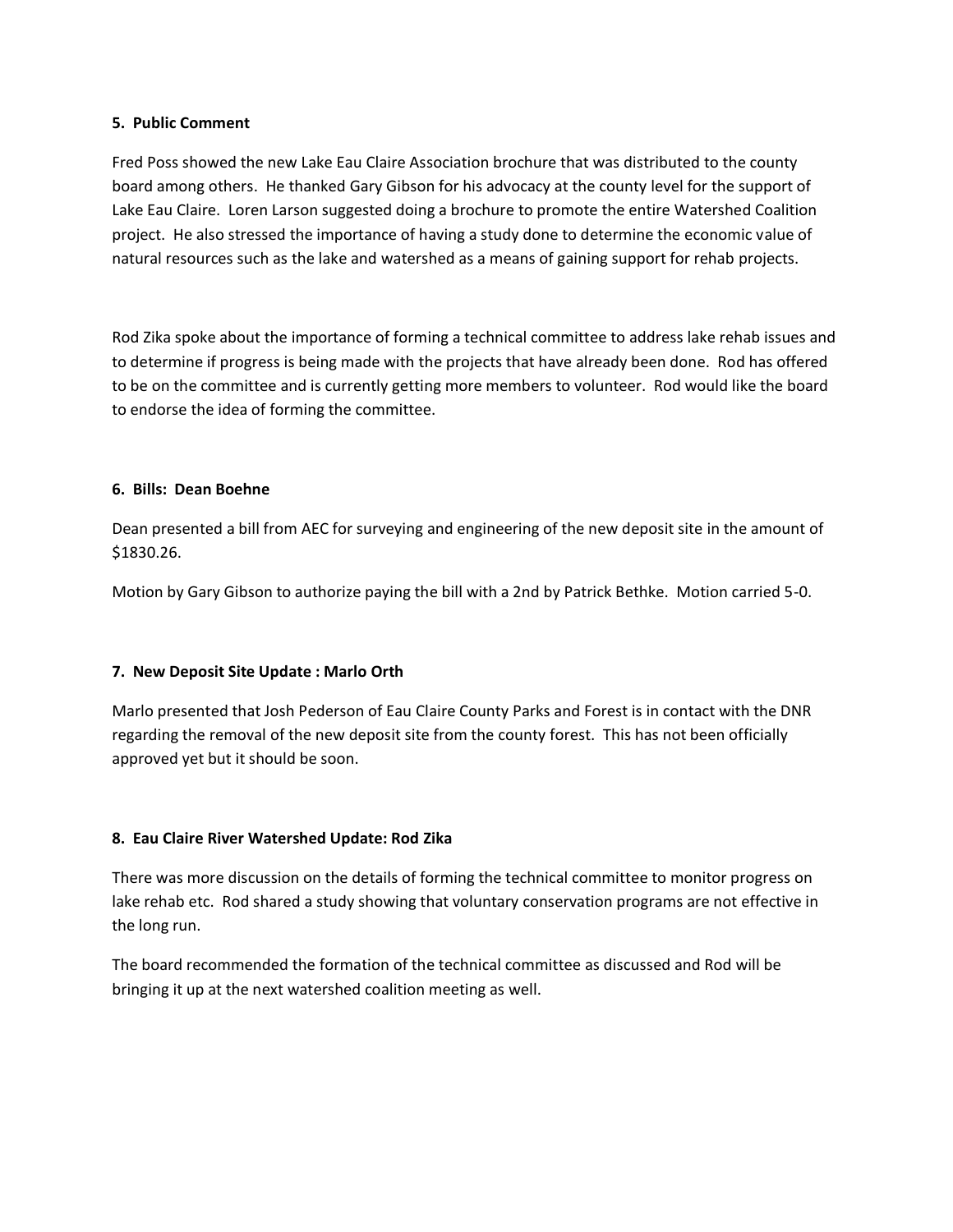**5. Public Comment**

Fred Poss showed the new Lake Eau Claire Association brochure that was distributed to the county board among others. He thanked Gary Gibson for his advocacy at the county level for the support of Lake Eau Claire. Loren Larson suggested doing a brochure to promote the entire Watershed Coalition project. He also stressed the importance of having a study done to determine the economic value of natural resources such as the lake and watershed as a means of gaining support for rehab projects.

Rod Zika spoke about the importance of forming a technical committee to address lake rehab issues and to determine if progress is being made with the projects that have already been done. Rod has offered to be on the committee and is currently getting more members to volunteer. Rod would like the board to endorse the idea of forming the committee.

**6. Bills: Dean Boehne**

Dean presented a bill from AEC for surveying and engineering of the new deposit site in the amount of $1830.26.

Motion by Gary Gibson to authorize paying the bill with a 2nd by Patrick Bethke. Motion carried 5-0.

**7. New Deposit Site Update : Marlo Orth**

Marlo presented that Josh Pederson of Eau Claire County Parks and Forest is in contact with the DNR regarding the removal of the new deposit site from the county forest. This has not been officially approved yet but it should be soon.

**8. Eau Claire River Watershed Update: Rod Zika**

There was more discussion on the details of forming the technical committee to monitor progress on lake rehab etc. Rod shared a study showing that voluntary conservation programs are not effective in the long run.

The board recommended the formation of the technical committee as discussed and Rod will be bringing it up at the next watershed coalition meeting as well.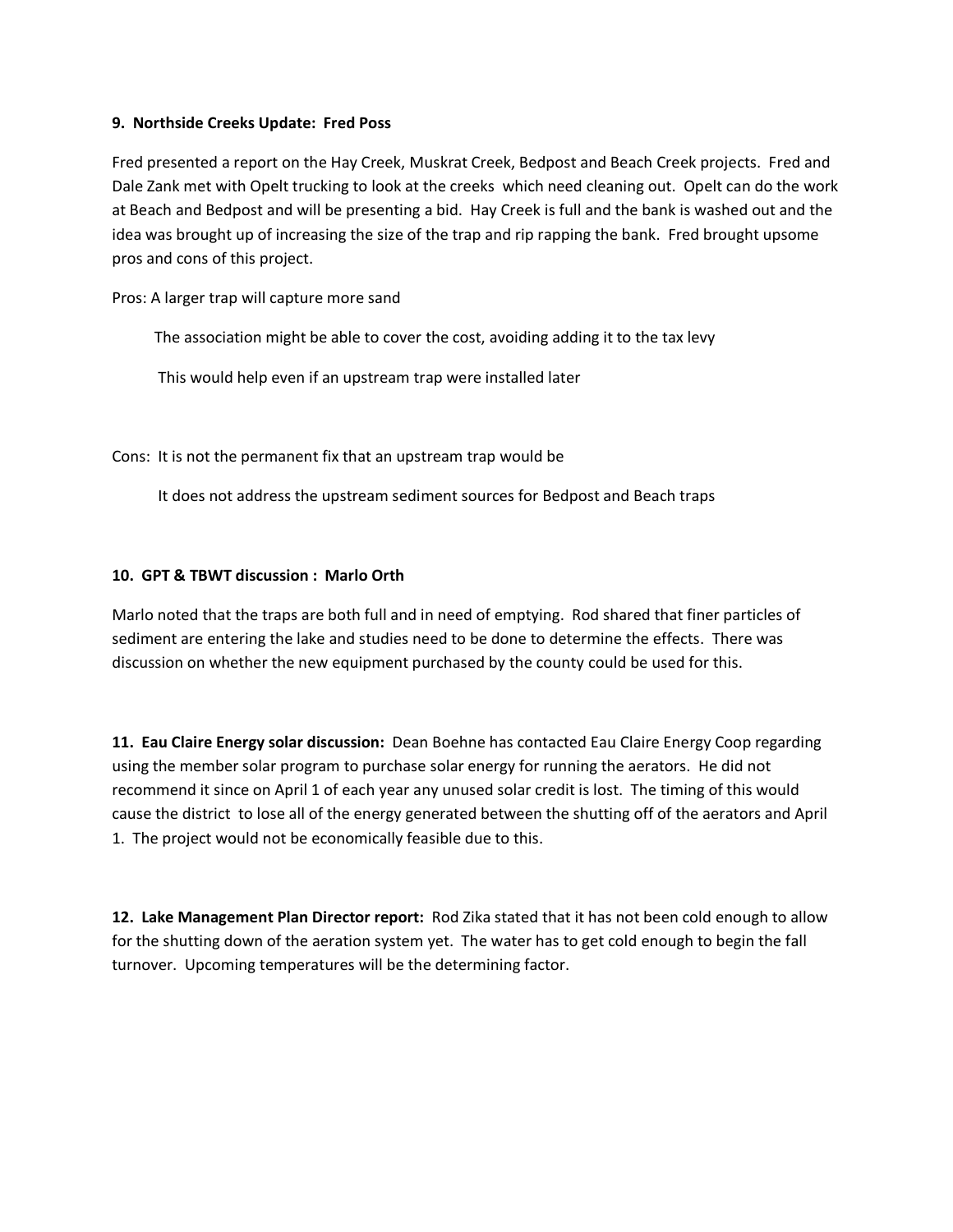**9. Northside Creeks Update: Fred Poss**

Fred presented a report on the Hay Creek, Muskrat Creek, Bedpost and Beach Creek projects. Fred and Dale Zank met with Opelt trucking to look at the creeks which need cleaning out. Opelt can do the work at Beach and Bedpost and will be presenting a bid. Hay Creek is full and the bank is washed out and the idea was brought up of increasing the size of the trap and rip rapping the bank. Fred brought upsome pros and cons of this project.

Pros: A larger trap will capture more sand

The association might be able to cover the cost, avoiding adding it to the tax levy

This would help even if an upstream trap were installed later

Cons: It is not the permanent fix that an upstream trap would be

It does not address the upstream sediment sources for Bedpost and Beach traps

**10. GPT & TBWT discussion : Marlo Orth**

Marlo noted that the traps are both full and in need of emptying. Rod shared that finer particles of sediment are entering the lake and studies need to be done to determine the effects. There was discussion on whether the new equipment purchased by the county could be used for this.

**11. Eau Claire Energy solar discussion:** Dean Boehne has contacted Eau Claire Energy Coop regarding using the member solar program to purchase solar energy for running the aerators. He did not recommend it since on April 1 of each year any unused solar credit is lost. The timing of this would cause the district to lose all of the energy generated between the shutting off of the aerators and April 1. The project would not be economically feasible due to this.

**12. Lake Management Plan Director report:** Rod Zika stated that it has not been cold enough to allow for the shutting down of the aeration system yet. The water has to get cold enough to begin the fall turnover. Upcoming temperatures will be the determining factor.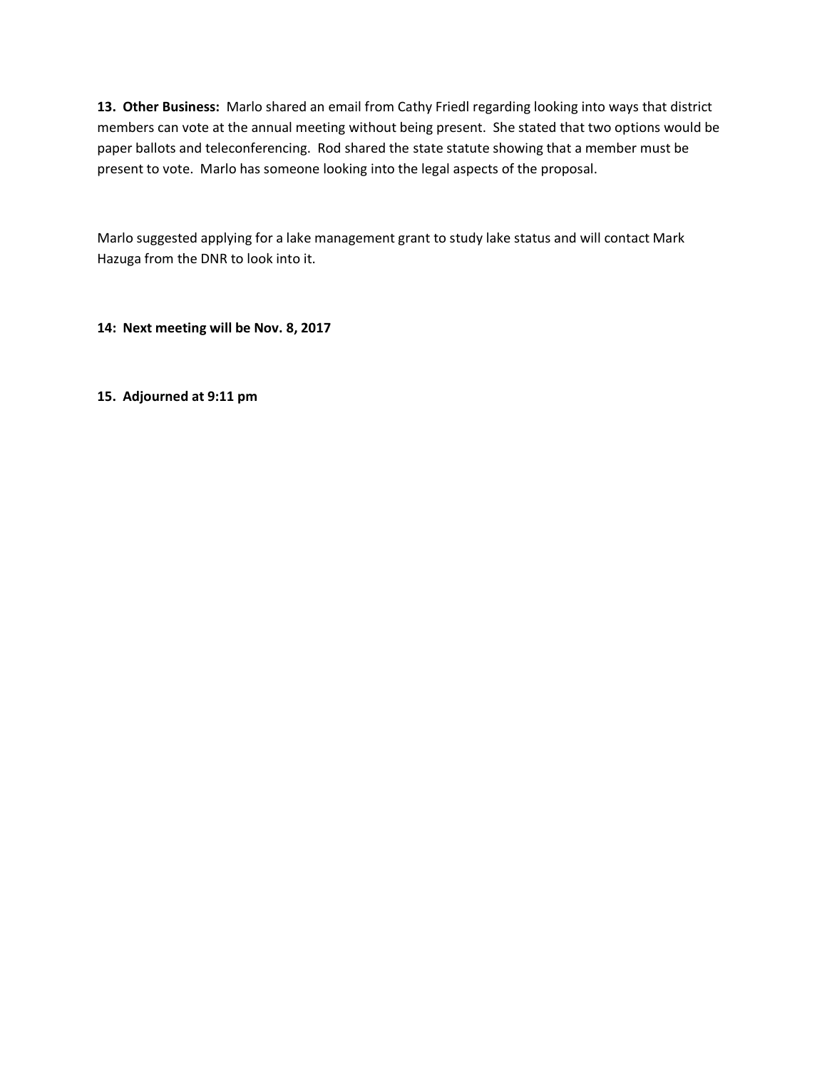**13. Other Business:** Marlo shared an email from Cathy Friedl regarding looking into ways that district members can vote at the annual meeting without being present. She stated that two options would be paper ballots and teleconferencing. Rod shared the state statute showing that a member must be present to vote. Marlo has someone looking into the legal aspects of the proposal.

Marlo suggested applying for a lake management grant to study lake status and will contact Mark Hazuga from the DNR to look into it.

**14: Next meeting will be Nov. 8, 2017**

**15. Adjourned at 9:11 pm**